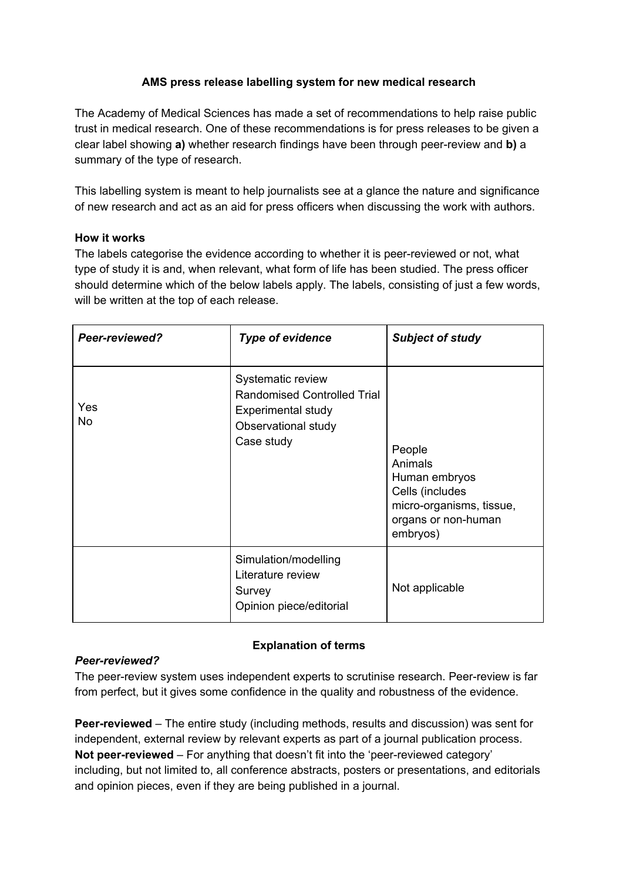**AMS press release labelling system for new medical research**

The Academy of Medical Sciences has made a set of recommendations to help raise public trust in medical research. One of these recommendations is for press releases to be given a clear label showing **a)** whether research findings have been through peer-review and **b)** a summary of the type of research.

This labelling system is meant to help journalists see at a glance the nature and significance of new research and act as an aid for press officers when discussing the work with authors.

**How it works**

The labels categorise the evidence according to whether it is peer-reviewed or not, what type of study it is and, when relevant, what form of life has been studied. The press officer should determine which of the below labels apply. The labels, consisting of just a few words, will be written at the top of each release.

| ***Peer-reviewed?*** | ***Type of evidence*** | ***Subject of study*** |
|---|---|---|
| Yes<br>No | Systematic review<br>Randomised Controlled Trial<br>Experimental study<br>Observational study<br>Case study | People<br>Animals<br>Human embryos<br>Cells (includes micro-organisms, tissue, organs or non-human embryos) |
| | Simulation/modelling<br>Literature review<br>Survey<br>Opinion piece/editorial | Not applicable |

**Explanation of terms**

***Peer-reviewed?***

The peer-review system uses independent experts to scrutinise research. Peer-review is far from perfect, but it gives some confidence in the quality and robustness of the evidence.

**Peer-reviewed** – The entire study (including methods, results and discussion) was sent for independent, external review by relevant experts as part of a journal publication process.
**Not peer-reviewed** – For anything that doesn't fit into the 'peer-reviewed category' including, but not limited to, all conference abstracts, posters or presentations, and editorials and opinion pieces, even if they are being published in a journal.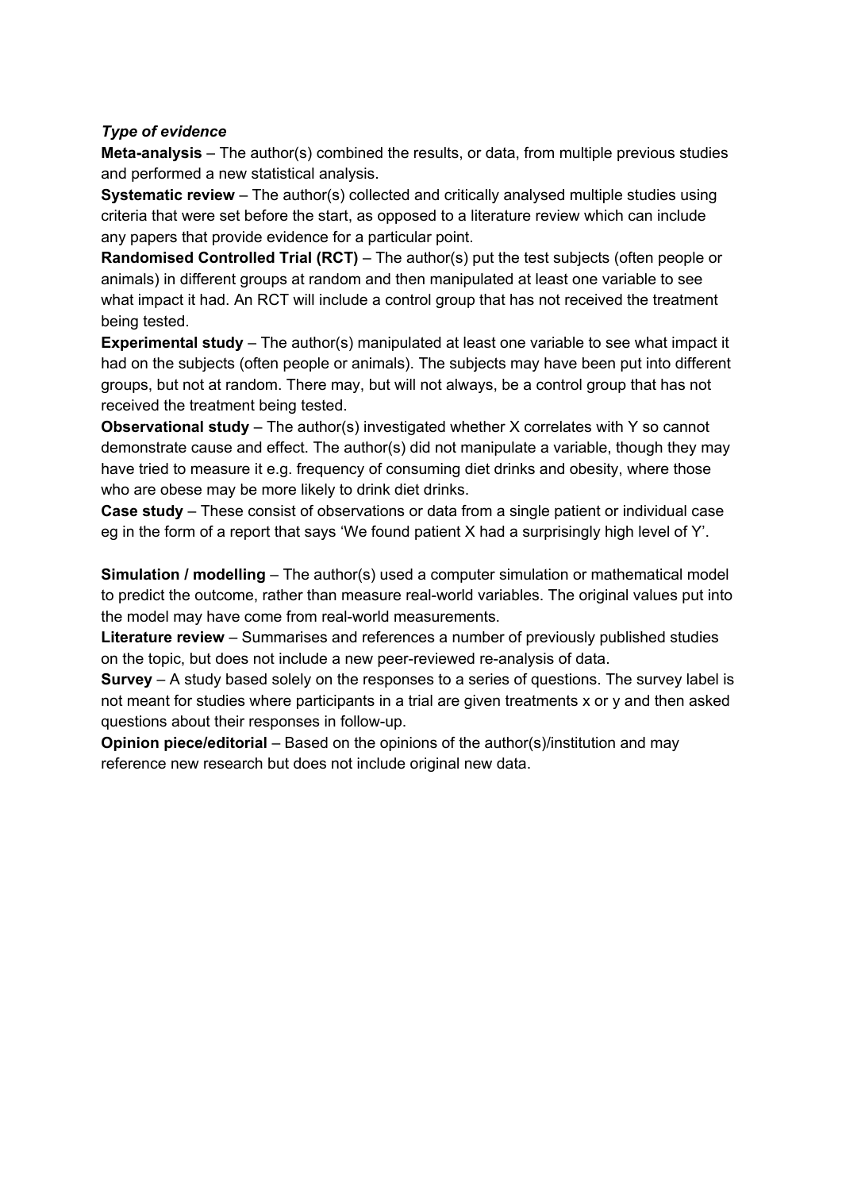*Type of evidence*

**Meta-analysis** – The author(s) combined the results, or data, from multiple previous studies and performed a new statistical analysis.

**Systematic review** – The author(s) collected and critically analysed multiple studies using criteria that were set before the start, as opposed to a literature review which can include any papers that provide evidence for a particular point.

**Randomised Controlled Trial (RCT)** – The author(s) put the test subjects (often people or animals) in different groups at random and then manipulated at least one variable to see what impact it had. An RCT will include a control group that has not received the treatment being tested.

**Experimental study** – The author(s) manipulated at least one variable to see what impact it had on the subjects (often people or animals). The subjects may have been put into different groups, but not at random. There may, but will not always, be a control group that has not received the treatment being tested.

**Observational study** – The author(s) investigated whether X correlates with Y so cannot demonstrate cause and effect. The author(s) did not manipulate a variable, though they may have tried to measure it e.g. frequency of consuming diet drinks and obesity, where those who are obese may be more likely to drink diet drinks.

**Case study** – These consist of observations or data from a single patient or individual case eg in the form of a report that says 'We found patient X had a surprisingly high level of Y'.

**Simulation / modelling** – The author(s) used a computer simulation or mathematical model to predict the outcome, rather than measure real-world variables. The original values put into the model may have come from real-world measurements.

**Literature review** – Summarises and references a number of previously published studies on the topic, but does not include a new peer-reviewed re-analysis of data.

**Survey** – A study based solely on the responses to a series of questions. The survey label is not meant for studies where participants in a trial are given treatments x or y and then asked questions about their responses in follow-up.

**Opinion piece/editorial** – Based on the opinions of the author(s)/institution and may reference new research but does not include original new data.